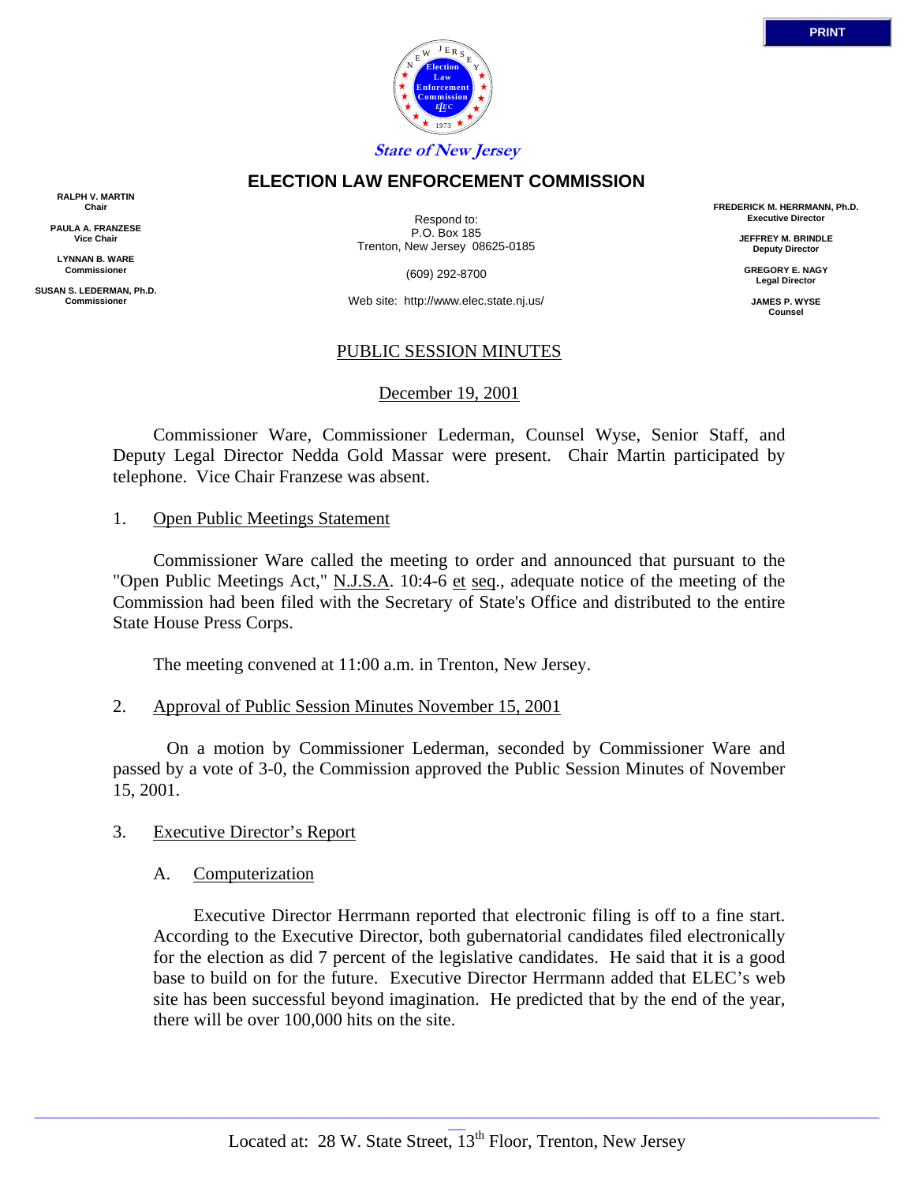State of New Jersey

# ELECTION LAW ENFORCEMENT COMMISSION

**RALPH V. MARTIN**
Chair

**PAULA A. FRANZESE**
Vice Chair

**LYNNAN B. WARE**
Commissioner

**SUSAN S. LEDERMAN, Ph.D.**
Commissioner

Respond to:
P.O. Box 185
Trenton, New Jersey 08625-0185

(609) 292-8700

Web site: http://www.elec.state.nj.us/

**FREDERICK M. HERRMANN, Ph.D.**
Executive Director

**JEFFREY M. BRINDLE**
Deputy Director

**GREGORY E. NAGY**
Legal Director

**JAMES P. WYSE**
Counsel

## PUBLIC SESSION MINUTES

December 19, 2001

Commissioner Ware, Commissioner Lederman, Counsel Wyse, Senior Staff, and Deputy Legal Director Nedda Gold Massar were present. Chair Martin participated by telephone. Vice Chair Franzese was absent.

1. Open Public Meetings Statement

Commissioner Ware called the meeting to order and announced that pursuant to the "Open Public Meetings Act," N.J.S.A. 10:4-6 et seq., adequate notice of the meeting of the Commission had been filed with the Secretary of State's Office and distributed to the entire State House Press Corps.

The meeting convened at 11:00 a.m. in Trenton, New Jersey.

2. Approval of Public Session Minutes November 15, 2001

On a motion by Commissioner Lederman, seconded by Commissioner Ware and passed by a vote of 3-0, the Commission approved the Public Session Minutes of November 15, 2001.

3. Executive Director's Report

A. Computerization

Executive Director Herrmann reported that electronic filing is off to a fine start. According to the Executive Director, both gubernatorial candidates filed electronically for the election as did 7 percent of the legislative candidates. He said that it is a good base to build on for the future. Executive Director Herrmann added that ELEC's web site has been successful beyond imagination. He predicted that by the end of the year, there will be over 100,000 hits on the site.

Located at: 28 W. State Street, 13th Floor, Trenton, New Jersey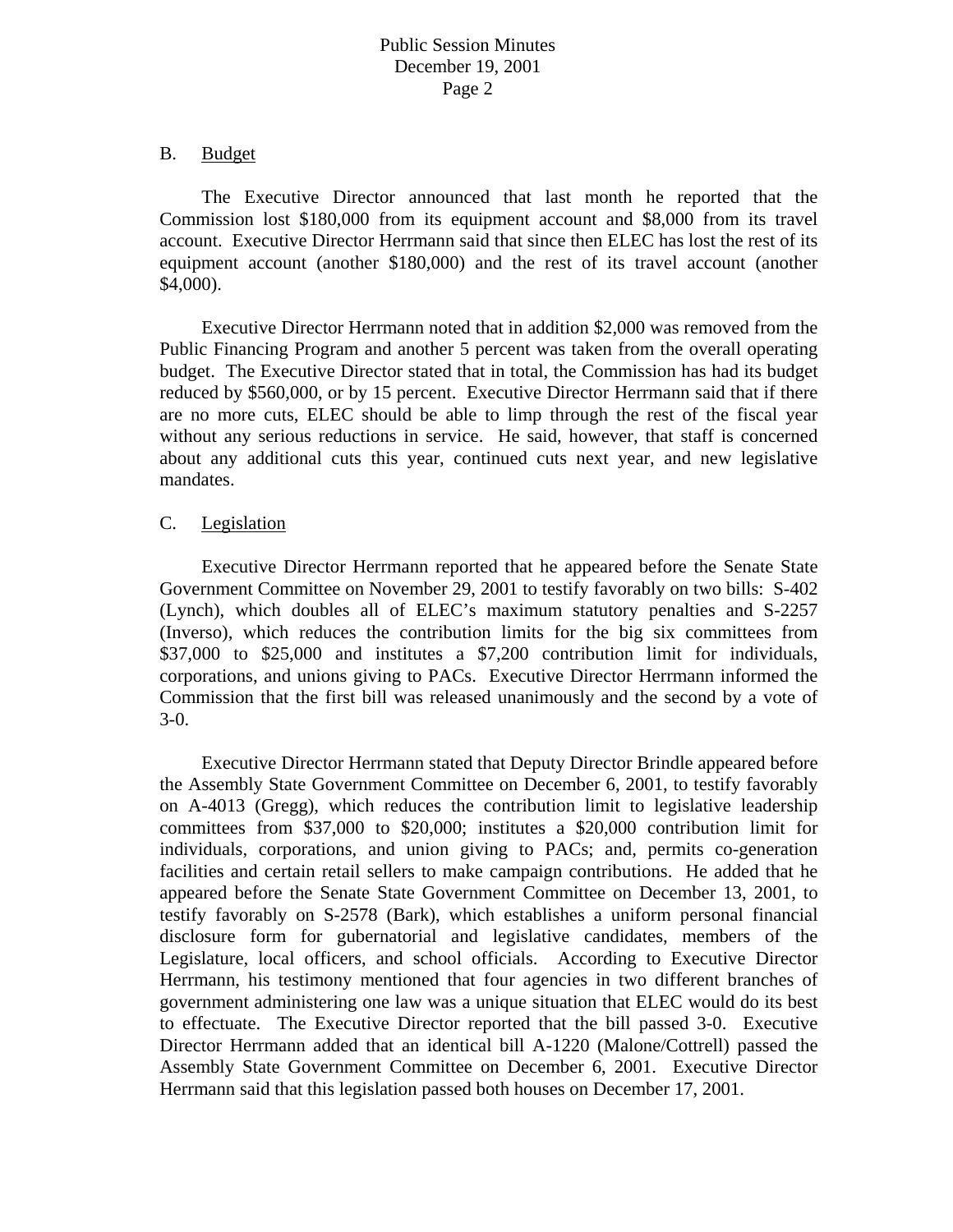B. Budget

The Executive Director announced that last month he reported that the Commission lost $180,000 from its equipment account and $8,000 from its travel account. Executive Director Herrmann said that since then ELEC has lost the rest of its equipment account (another $180,000) and the rest of its travel account (another $4,000).

Executive Director Herrmann noted that in addition $2,000 was removed from the Public Financing Program and another 5 percent was taken from the overall operating budget. The Executive Director stated that in total, the Commission has had its budget reduced by $560,000, or by 15 percent. Executive Director Herrmann said that if there are no more cuts, ELEC should be able to limp through the rest of the fiscal year without any serious reductions in service. He said, however, that staff is concerned about any additional cuts this year, continued cuts next year, and new legislative mandates.

C. Legislation

Executive Director Herrmann reported that he appeared before the Senate State Government Committee on November 29, 2001 to testify favorably on two bills: S-402 (Lynch), which doubles all of ELEC's maximum statutory penalties and S-2257 (Inverso), which reduces the contribution limits for the big six committees from $37,000 to $25,000 and institutes a $7,200 contribution limit for individuals, corporations, and unions giving to PACs. Executive Director Herrmann informed the Commission that the first bill was released unanimously and the second by a vote of 3-0.

Executive Director Herrmann stated that Deputy Director Brindle appeared before the Assembly State Government Committee on December 6, 2001, to testify favorably on A-4013 (Gregg), which reduces the contribution limit to legislative leadership committees from $37,000 to $20,000; institutes a $20,000 contribution limit for individuals, corporations, and union giving to PACs; and, permits co-generation facilities and certain retail sellers to make campaign contributions. He added that he appeared before the Senate State Government Committee on December 13, 2001, to testify favorably on S-2578 (Bark), which establishes a uniform personal financial disclosure form for gubernatorial and legislative candidates, members of the Legislature, local officers, and school officials. According to Executive Director Herrmann, his testimony mentioned that four agencies in two different branches of government administering one law was a unique situation that ELEC would do its best to effectuate. The Executive Director reported that the bill passed 3-0. Executive Director Herrmann added that an identical bill A-1220 (Malone/Cottrell) passed the Assembly State Government Committee on December 6, 2001. Executive Director Herrmann said that this legislation passed both houses on December 17, 2001.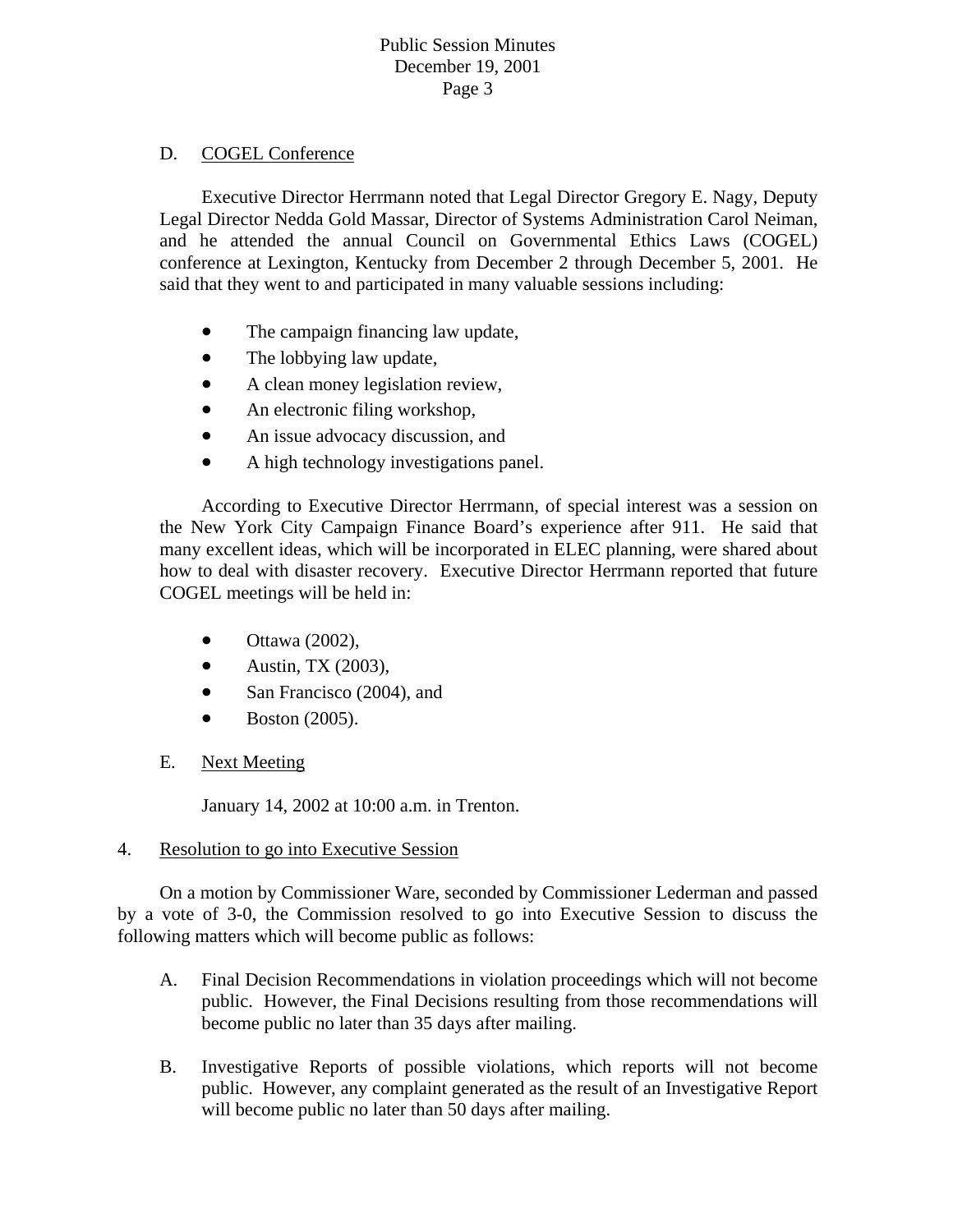D. COGEL Conference

Executive Director Herrmann noted that Legal Director Gregory E. Nagy, Deputy Legal Director Nedda Gold Massar, Director of Systems Administration Carol Neiman, and he attended the annual Council on Governmental Ethics Laws (COGEL) conference at Lexington, Kentucky from December 2 through December 5, 2001. He said that they went to and participated in many valuable sessions including:

- The campaign financing law update,
- The lobbying law update,
- A clean money legislation review,
- An electronic filing workshop,
- An issue advocacy discussion, and
- A high technology investigations panel.

According to Executive Director Herrmann, of special interest was a session on the New York City Campaign Finance Board's experience after 911. He said that many excellent ideas, which will be incorporated in ELEC planning, were shared about how to deal with disaster recovery. Executive Director Herrmann reported that future COGEL meetings will be held in:

- Ottawa (2002),
- Austin, TX (2003),
- San Francisco (2004), and
- Boston (2005).

E. Next Meeting

January 14, 2002 at 10:00 a.m. in Trenton.

4. Resolution to go into Executive Session

On a motion by Commissioner Ware, seconded by Commissioner Lederman and passed by a vote of 3-0, the Commission resolved to go into Executive Session to discuss the following matters which will become public as follows:

A. Final Decision Recommendations in violation proceedings which will not become public. However, the Final Decisions resulting from those recommendations will become public no later than 35 days after mailing.

B. Investigative Reports of possible violations, which reports will not become public. However, any complaint generated as the result of an Investigative Report will become public no later than 50 days after mailing.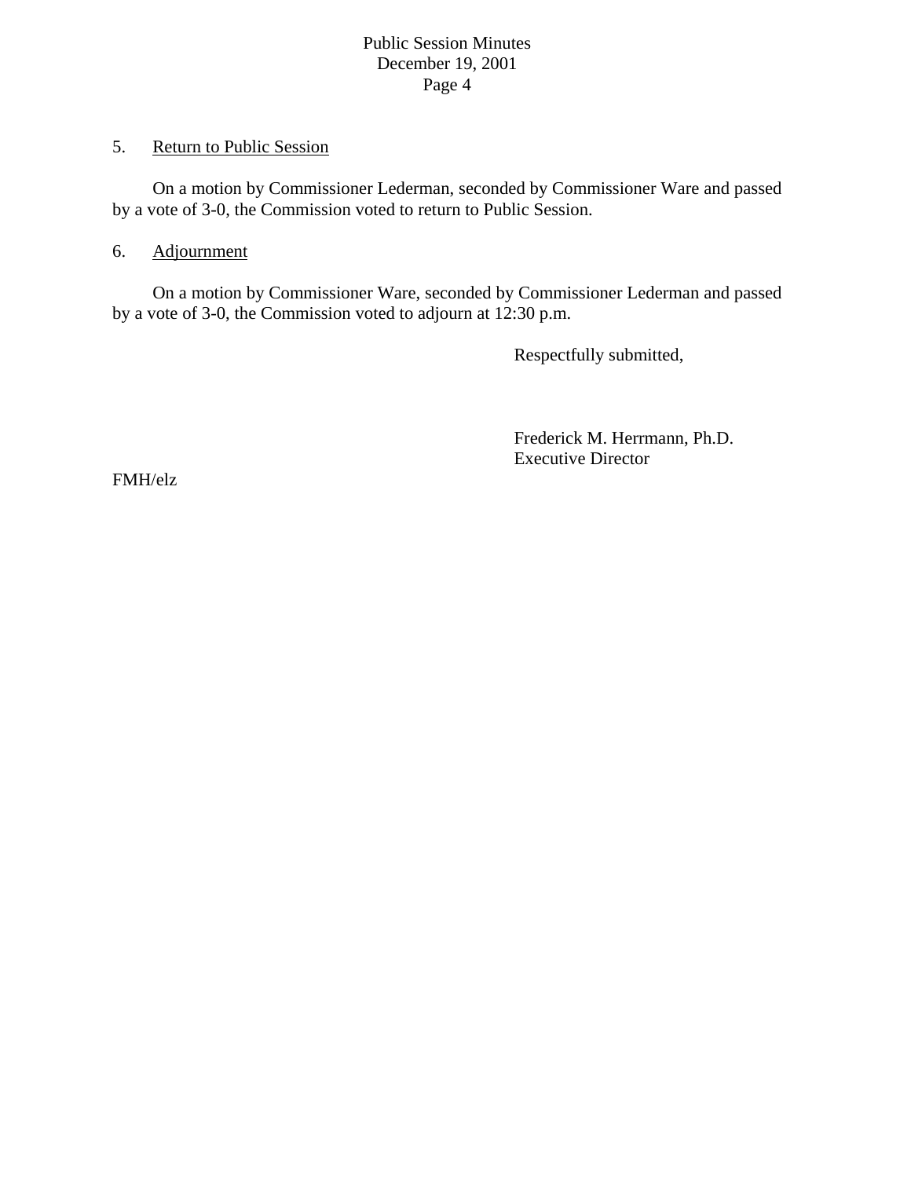5. Return to Public Session

On a motion by Commissioner Lederman, seconded by Commissioner Ware and passed by a vote of 3-0, the Commission voted to return to Public Session.

6. Adjournment

On a motion by Commissioner Ware, seconded by Commissioner Lederman and passed by a vote of 3-0, the Commission voted to adjourn at 12:30 p.m.

Respectfully submitted,

Frederick M. Herrmann, Ph.D.
Executive Director

FMH/elz